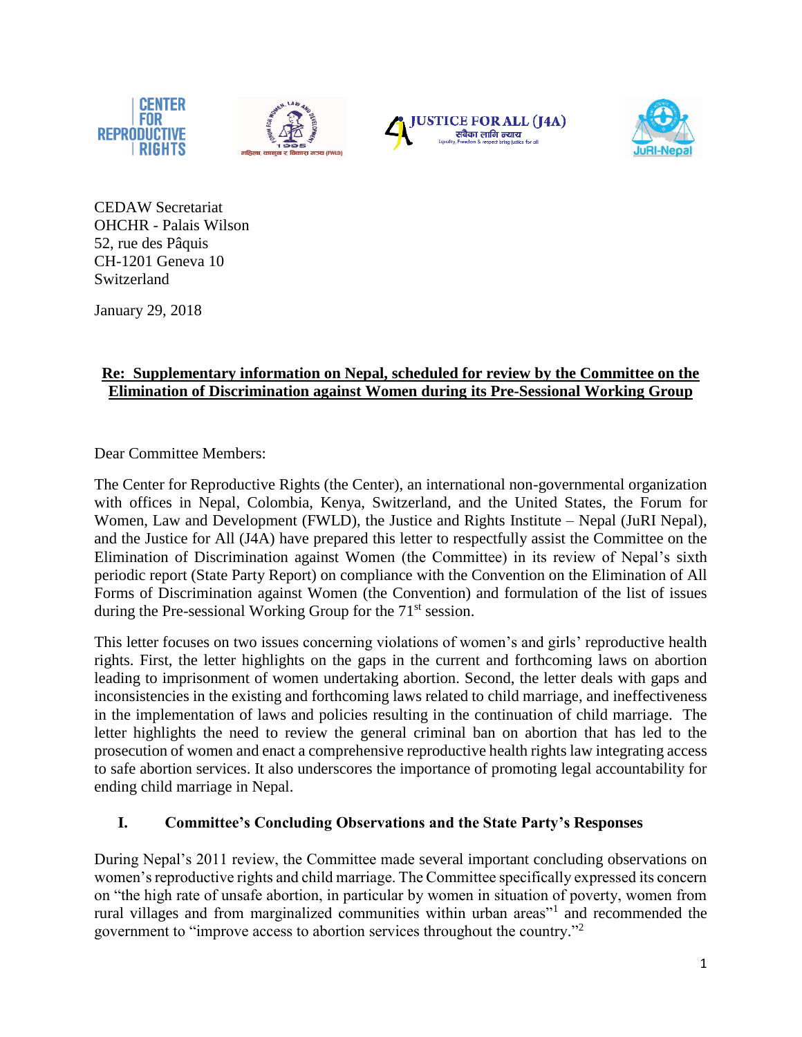CEDAW Secretariat
OHCHR - Palais Wilson
52, rue des Pâquis
CH-1201 Geneva 10
Switzerland

January 29, 2018

**Re: Supplementary information on Nepal, scheduled for review by the Committee on the Elimination of Discrimination against Women during its Pre-Sessional Working Group**

Dear Committee Members:

The Center for Reproductive Rights (the Center), an international non-governmental organization with offices in Nepal, Colombia, Kenya, Switzerland, and the United States, the Forum for Women, Law and Development (FWLD), the Justice and Rights Institute – Nepal (JuRI Nepal), and the Justice for All (J4A) have prepared this letter to respectfully assist the Committee on the Elimination of Discrimination against Women (the Committee) in its review of Nepal's sixth periodic report (State Party Report) on compliance with the Convention on the Elimination of All Forms of Discrimination against Women (the Convention) and formulation of the list of issues during the Pre-sessional Working Group for the 71st session.

This letter focuses on two issues concerning violations of women's and girls' reproductive health rights. First, the letter highlights on the gaps in the current and forthcoming laws on abortion leading to imprisonment of women undertaking abortion. Second, the letter deals with gaps and inconsistencies in the existing and forthcoming laws related to child marriage, and ineffectiveness in the implementation of laws and policies resulting in the continuation of child marriage. The letter highlights the need to review the general criminal ban on abortion that has led to the prosecution of women and enact a comprehensive reproductive health rights law integrating access to safe abortion services. It also underscores the importance of promoting legal accountability for ending child marriage in Nepal.

## I. Committee's Concluding Observations and the State Party's Responses

During Nepal's 2011 review, the Committee made several important concluding observations on women's reproductive rights and child marriage. The Committee specifically expressed its concern on "the high rate of unsafe abortion, in particular by women in situation of poverty, women from rural villages and from marginalized communities within urban areas"[1] and recommended the government to "improve access to abortion services throughout the country."[2]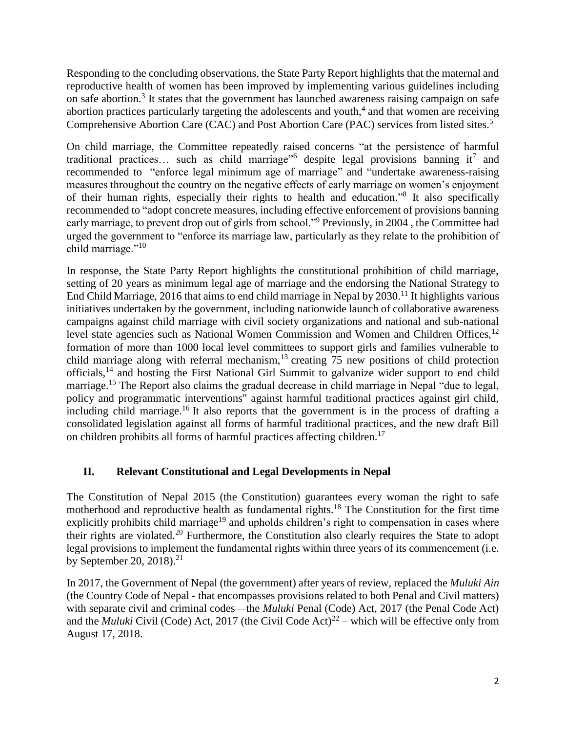Responding to the concluding observations, the State Party Report highlights that the maternal and reproductive health of women has been improved by implementing various guidelines including on safe abortion.[3] It states that the government has launched awareness raising campaign on safe abortion practices particularly targeting the adolescents and youth,[4] and that women are receiving Comprehensive Abortion Care (CAC) and Post Abortion Care (PAC) services from listed sites.[5]

On child marriage, the Committee repeatedly raised concerns "at the persistence of harmful traditional practices… such as child marriage"[6] despite legal provisions banning it[7] and recommended to "enforce legal minimum age of marriage" and "undertake awareness-raising measures throughout the country on the negative effects of early marriage on women's enjoyment of their human rights, especially their rights to health and education."[8] It also specifically recommended to "adopt concrete measures, including effective enforcement of provisions banning early marriage, to prevent drop out of girls from school."[9] Previously, in 2004 , the Committee had urged the government to "enforce its marriage law, particularly as they relate to the prohibition of child marriage."[10]

In response, the State Party Report highlights the constitutional prohibition of child marriage, setting of 20 years as minimum legal age of marriage and the endorsing the National Strategy to End Child Marriage, 2016 that aims to end child marriage in Nepal by 2030.[11] It highlights various initiatives undertaken by the government, including nationwide launch of collaborative awareness campaigns against child marriage with civil society organizations and national and sub-national level state agencies such as National Women Commission and Women and Children Offices,[12] formation of more than 1000 local level committees to support girls and families vulnerable to child marriage along with referral mechanism,[13] creating 75 new positions of child protection officials,[14] and hosting the First National Girl Summit to galvanize wider support to end child marriage.[15] The Report also claims the gradual decrease in child marriage in Nepal "due to legal, policy and programmatic interventions" against harmful traditional practices against girl child, including child marriage.[16] It also reports that the government is in the process of drafting a consolidated legislation against all forms of harmful traditional practices, and the new draft Bill on children prohibits all forms of harmful practices affecting children.[17]

## II. Relevant Constitutional and Legal Developments in Nepal

The Constitution of Nepal 2015 (the Constitution) guarantees every woman the right to safe motherhood and reproductive health as fundamental rights.[18] The Constitution for the first time explicitly prohibits child marriage[19] and upholds children's right to compensation in cases where their rights are violated.[20] Furthermore, the Constitution also clearly requires the State to adopt legal provisions to implement the fundamental rights within three years of its commencement (i.e. by September 20, 2018).[21]

In 2017, the Government of Nepal (the government) after years of review, replaced the *Muluki Ain* (the Country Code of Nepal - that encompasses provisions related to both Penal and Civil matters) with separate civil and criminal codes—the *Muluki* Penal (Code) Act, 2017 (the Penal Code Act) and the *Muluki* Civil (Code) Act, 2017 (the Civil Code Act)[22] – which will be effective only from August 17, 2018.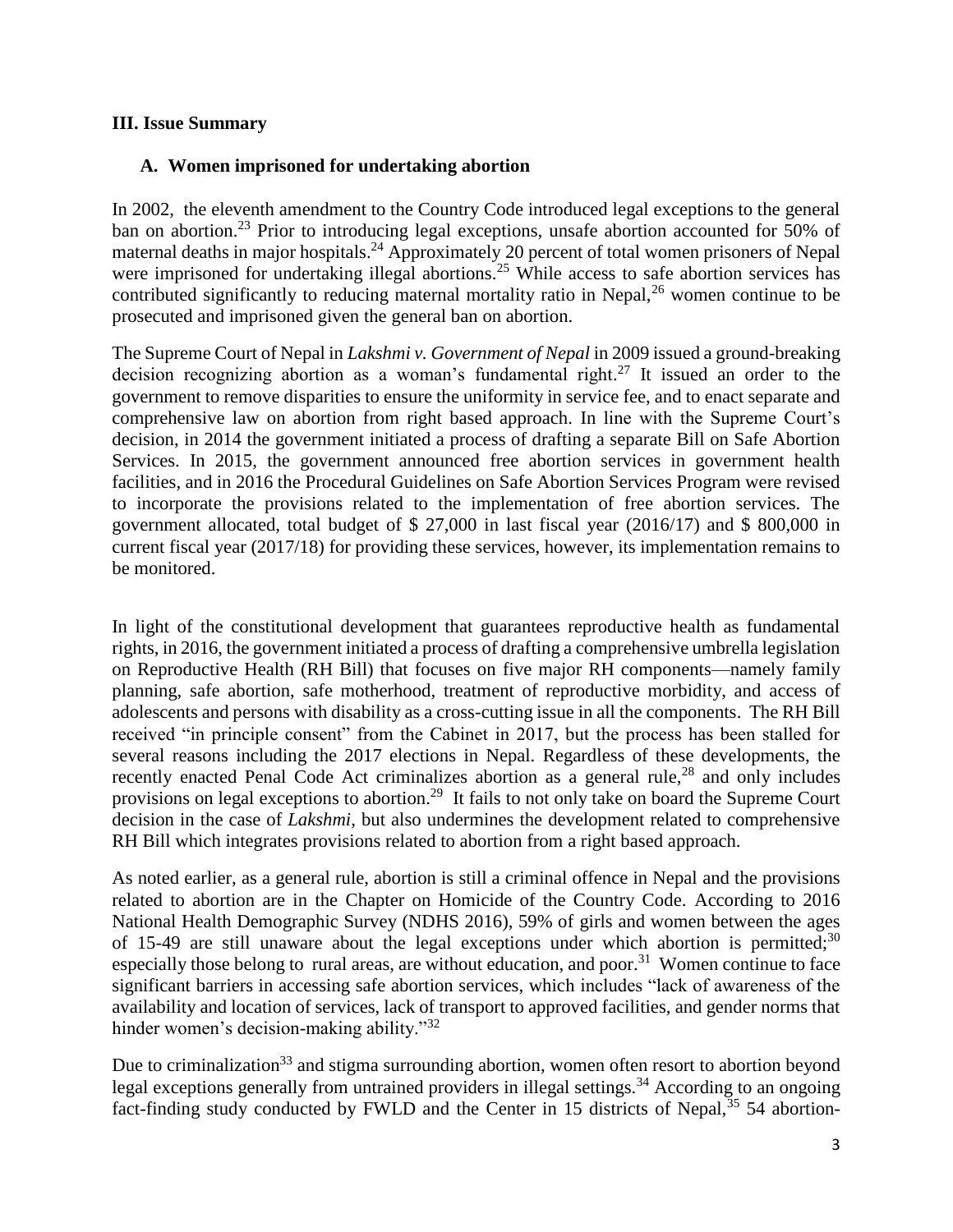## III. Issue Summary

### A. Women imprisoned for undertaking abortion

In 2002, the eleventh amendment to the Country Code introduced legal exceptions to the general ban on abortion.[23] Prior to introducing legal exceptions, unsafe abortion accounted for 50% of maternal deaths in major hospitals.[24] Approximately 20 percent of total women prisoners of Nepal were imprisoned for undertaking illegal abortions.[25] While access to safe abortion services has contributed significantly to reducing maternal mortality ratio in Nepal,[26] women continue to be prosecuted and imprisoned given the general ban on abortion.

The Supreme Court of Nepal in *Lakshmi v. Government of Nepal* in 2009 issued a ground-breaking decision recognizing abortion as a woman's fundamental right.[27] It issued an order to the government to remove disparities to ensure the uniformity in service fee, and to enact separate and comprehensive law on abortion from right based approach. In line with the Supreme Court's decision, in 2014 the government initiated a process of drafting a separate Bill on Safe Abortion Services. In 2015, the government announced free abortion services in government health facilities, and in 2016 the Procedural Guidelines on Safe Abortion Services Program were revised to incorporate the provisions related to the implementation of free abortion services. The government allocated, total budget of $ 27,000 in last fiscal year (2016/17) and $ 800,000 in current fiscal year (2017/18) for providing these services, however, its implementation remains to be monitored.

In light of the constitutional development that guarantees reproductive health as fundamental rights, in 2016, the government initiated a process of drafting a comprehensive umbrella legislation on Reproductive Health (RH Bill) that focuses on five major RH components—namely family planning, safe abortion, safe motherhood, treatment of reproductive morbidity, and access of adolescents and persons with disability as a cross-cutting issue in all the components. The RH Bill received "in principle consent" from the Cabinet in 2017, but the process has been stalled for several reasons including the 2017 elections in Nepal. Regardless of these developments, the recently enacted Penal Code Act criminalizes abortion as a general rule,[28] and only includes provisions on legal exceptions to abortion.[29] It fails to not only take on board the Supreme Court decision in the case of *Lakshmi*, but also undermines the development related to comprehensive RH Bill which integrates provisions related to abortion from a right based approach.

As noted earlier, as a general rule, abortion is still a criminal offence in Nepal and the provisions related to abortion are in the Chapter on Homicide of the Country Code. According to 2016 National Health Demographic Survey (NDHS 2016), 59% of girls and women between the ages of 15-49 are still unaware about the legal exceptions under which abortion is permitted;[30] especially those belong to rural areas, are without education, and poor.[31] Women continue to face significant barriers in accessing safe abortion services, which includes "lack of awareness of the availability and location of services, lack of transport to approved facilities, and gender norms that hinder women's decision-making ability."[32]

Due to criminalization[33] and stigma surrounding abortion, women often resort to abortion beyond legal exceptions generally from untrained providers in illegal settings.[34] According to an ongoing fact-finding study conducted by FWLD and the Center in 15 districts of Nepal,[35] 54 abortion-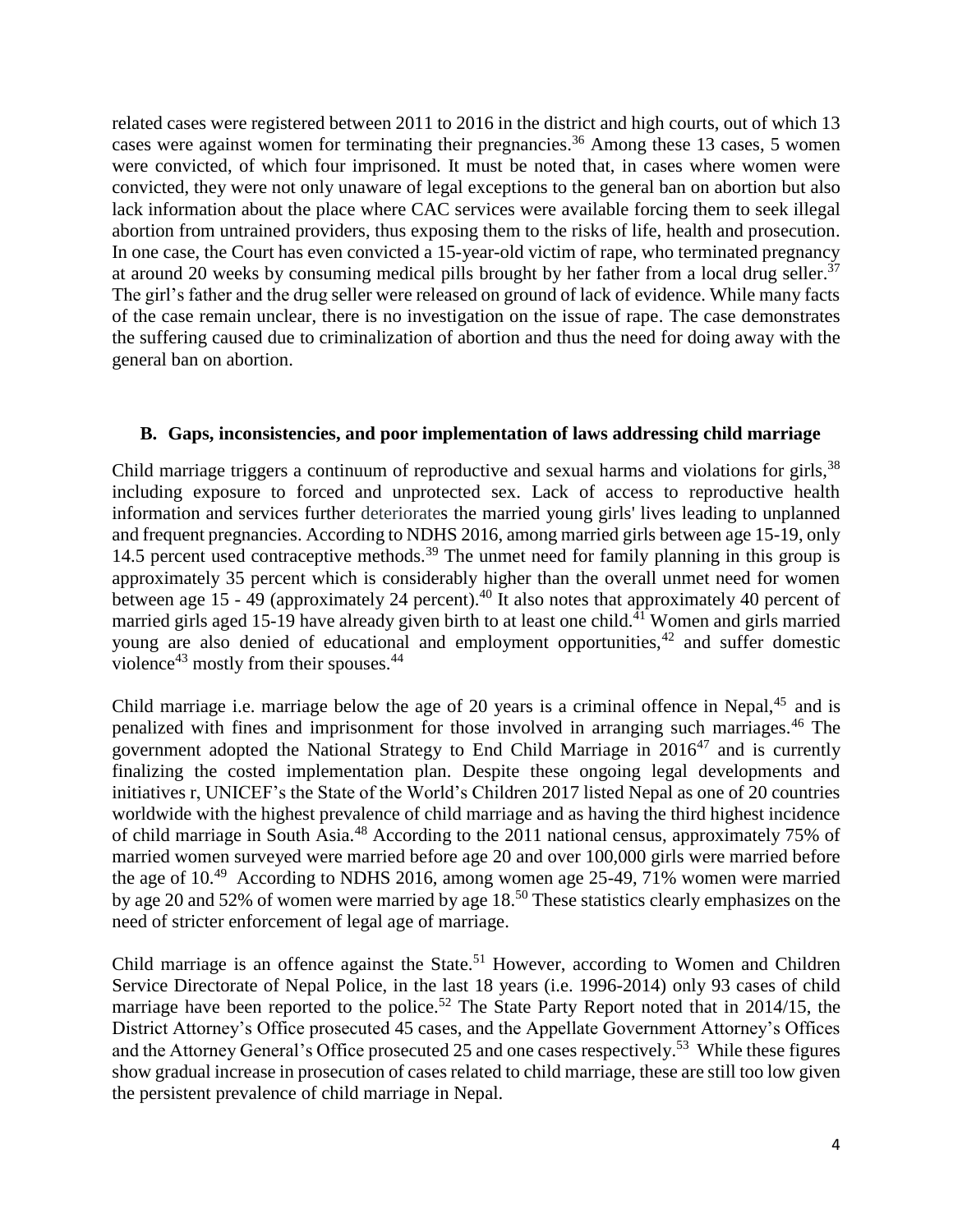related cases were registered between 2011 to 2016 in the district and high courts, out of which 13 cases were against women for terminating their pregnancies.[36] Among these 13 cases, 5 women were convicted, of which four imprisoned. It must be noted that, in cases where women were convicted, they were not only unaware of legal exceptions to the general ban on abortion but also lack information about the place where CAC services were available forcing them to seek illegal abortion from untrained providers, thus exposing them to the risks of life, health and prosecution. In one case, the Court has even convicted a 15-year-old victim of rape, who terminated pregnancy at around 20 weeks by consuming medical pills brought by her father from a local drug seller.[37] The girl's father and the drug seller were released on ground of lack of evidence. While many facts of the case remain unclear, there is no investigation on the issue of rape. The case demonstrates the suffering caused due to criminalization of abortion and thus the need for doing away with the general ban on abortion.

### B. Gaps, inconsistencies, and poor implementation of laws addressing child marriage

Child marriage triggers a continuum of reproductive and sexual harms and violations for girls,[38] including exposure to forced and unprotected sex. Lack of access to reproductive health information and services further deteriorates the married young girls' lives leading to unplanned and frequent pregnancies. According to NDHS 2016, among married girls between age 15-19, only 14.5 percent used contraceptive methods.[39] The unmet need for family planning in this group is approximately 35 percent which is considerably higher than the overall unmet need for women between age 15 - 49 (approximately 24 percent).[40] It also notes that approximately 40 percent of married girls aged 15-19 have already given birth to at least one child.[41] Women and girls married young are also denied of educational and employment opportunities,[42] and suffer domestic violence[43] mostly from their spouses.[44]

Child marriage i.e. marriage below the age of 20 years is a criminal offence in Nepal,[45] and is penalized with fines and imprisonment for those involved in arranging such marriages.[46] The government adopted the National Strategy to End Child Marriage in 2016[47] and is currently finalizing the costed implementation plan. Despite these ongoing legal developments and initiatives r, UNICEF's the State of the World's Children 2017 listed Nepal as one of 20 countries worldwide with the highest prevalence of child marriage and as having the third highest incidence of child marriage in South Asia.[48] According to the 2011 national census, approximately 75% of married women surveyed were married before age 20 and over 100,000 girls were married before the age of 10.[49] According to NDHS 2016, among women age 25-49, 71% women were married by age 20 and 52% of women were married by age 18.[50] These statistics clearly emphasizes on the need of stricter enforcement of legal age of marriage.

Child marriage is an offence against the State.[51] However, according to Women and Children Service Directorate of Nepal Police, in the last 18 years (i.e. 1996-2014) only 93 cases of child marriage have been reported to the police.[52] The State Party Report noted that in 2014/15, the District Attorney's Office prosecuted 45 cases, and the Appellate Government Attorney's Offices and the Attorney General's Office prosecuted 25 and one cases respectively.[53] While these figures show gradual increase in prosecution of cases related to child marriage, these are still too low given the persistent prevalence of child marriage in Nepal.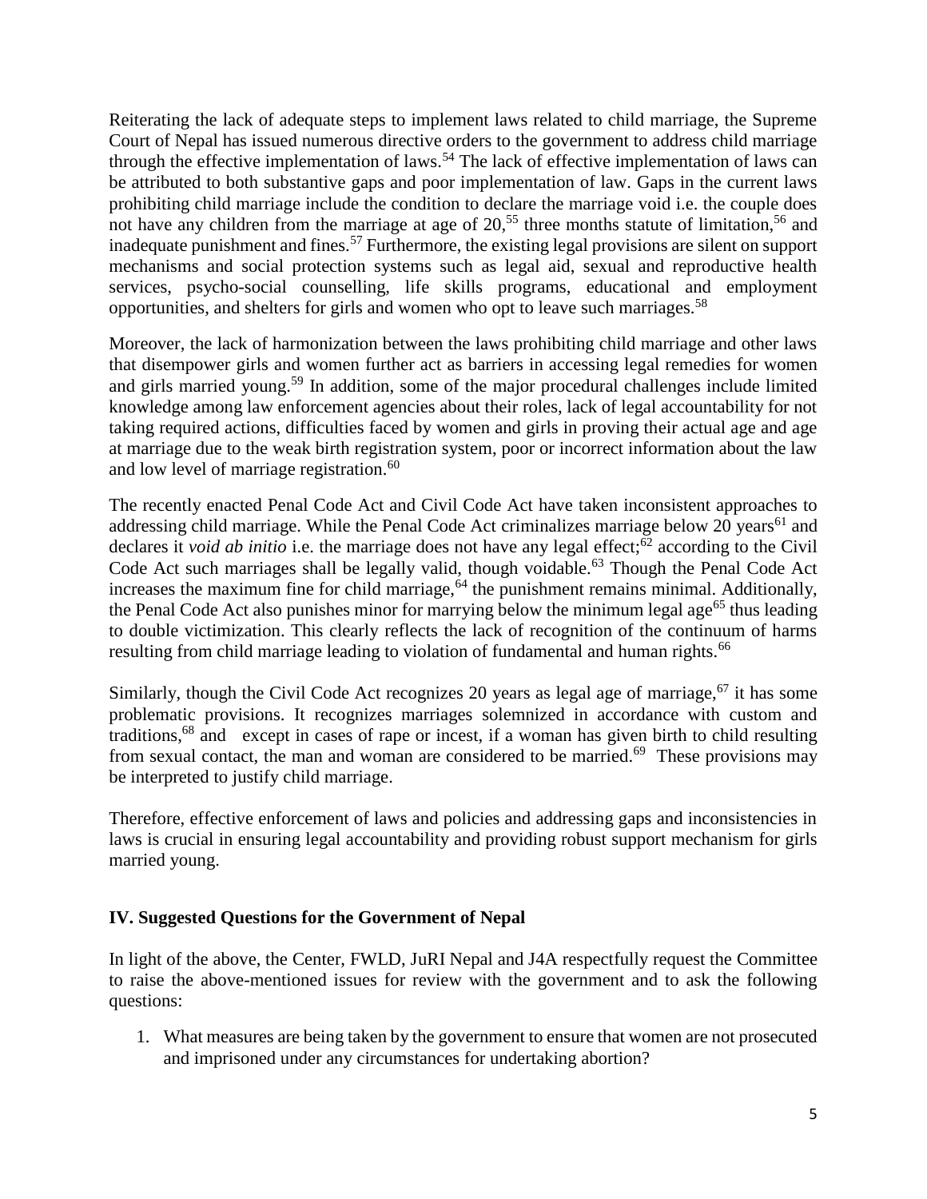Reiterating the lack of adequate steps to implement laws related to child marriage, the Supreme Court of Nepal has issued numerous directive orders to the government to address child marriage through the effective implementation of laws.[54] The lack of effective implementation of laws can be attributed to both substantive gaps and poor implementation of law. Gaps in the current laws prohibiting child marriage include the condition to declare the marriage void i.e. the couple does not have any children from the marriage at age of 20,[55] three months statute of limitation,[56] and inadequate punishment and fines.[57] Furthermore, the existing legal provisions are silent on support mechanisms and social protection systems such as legal aid, sexual and reproductive health services, psycho-social counselling, life skills programs, educational and employment opportunities, and shelters for girls and women who opt to leave such marriages.[58]

Moreover, the lack of harmonization between the laws prohibiting child marriage and other laws that disempower girls and women further act as barriers in accessing legal remedies for women and girls married young.[59] In addition, some of the major procedural challenges include limited knowledge among law enforcement agencies about their roles, lack of legal accountability for not taking required actions, difficulties faced by women and girls in proving their actual age and age at marriage due to the weak birth registration system, poor or incorrect information about the law and low level of marriage registration.[60]

The recently enacted Penal Code Act and Civil Code Act have taken inconsistent approaches to addressing child marriage. While the Penal Code Act criminalizes marriage below 20 years[61] and declares it *void ab initio* i.e. the marriage does not have any legal effect;[62] according to the Civil Code Act such marriages shall be legally valid, though voidable.[63] Though the Penal Code Act increases the maximum fine for child marriage,[64] the punishment remains minimal. Additionally, the Penal Code Act also punishes minor for marrying below the minimum legal age[65] thus leading to double victimization. This clearly reflects the lack of recognition of the continuum of harms resulting from child marriage leading to violation of fundamental and human rights.[66]

Similarly, though the Civil Code Act recognizes 20 years as legal age of marriage,[67] it has some problematic provisions. It recognizes marriages solemnized in accordance with custom and traditions,[68] and except in cases of rape or incest, if a woman has given birth to child resulting from sexual contact, the man and woman are considered to be married.[69] These provisions may be interpreted to justify child marriage.

Therefore, effective enforcement of laws and policies and addressing gaps and inconsistencies in laws is crucial in ensuring legal accountability and providing robust support mechanism for girls married young.

## IV. Suggested Questions for the Government of Nepal

In light of the above, the Center, FWLD, JuRI Nepal and J4A respectfully request the Committee to raise the above-mentioned issues for review with the government and to ask the following questions:

1. What measures are being taken by the government to ensure that women are not prosecuted and imprisoned under any circumstances for undertaking abortion?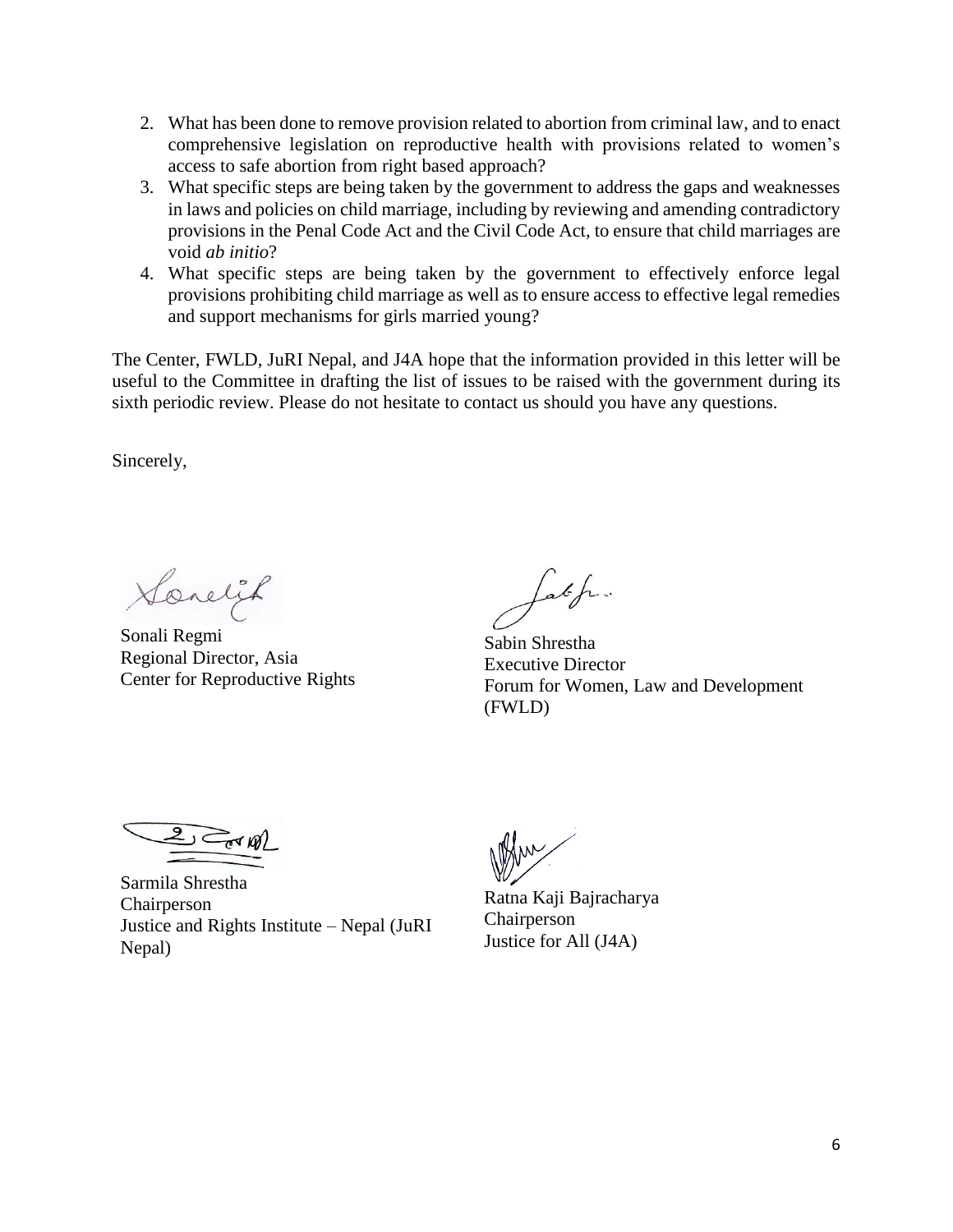2. What has been done to remove provision related to abortion from criminal law, and to enact comprehensive legislation on reproductive health with provisions related to women's access to safe abortion from right based approach?
3. What specific steps are being taken by the government to address the gaps and weaknesses in laws and policies on child marriage, including by reviewing and amending contradictory provisions in the Penal Code Act and the Civil Code Act, to ensure that child marriages are void *ab initio*?
4. What specific steps are being taken by the government to effectively enforce legal provisions prohibiting child marriage as well as to ensure access to effective legal remedies and support mechanisms for girls married young?

The Center, FWLD, JuRI Nepal, and J4A hope that the information provided in this letter will be useful to the Committee in drafting the list of issues to be raised with the government during its sixth periodic review. Please do not hesitate to contact us should you have any questions.

Sincerely,

Sonali Regmi
Regional Director, Asia
Center for Reproductive Rights

Sabin Shrestha
Executive Director
Forum for Women, Law and Development (FWLD)

Sarmila Shrestha
Chairperson
Justice and Rights Institute – Nepal (JuRI Nepal)

Ratna Kaji Bajracharya
Chairperson
Justice for All (J4A)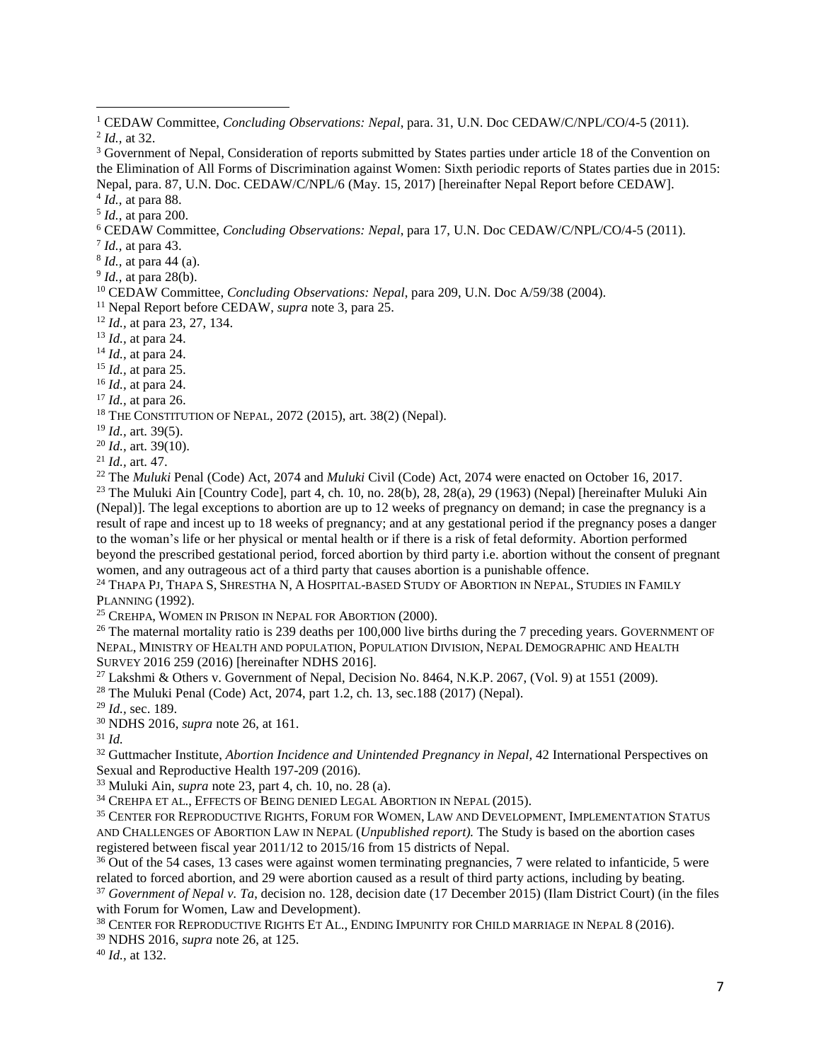[1] CEDAW Committee, *Concluding Observations: Nepal*, para. 31, U.N. Doc CEDAW/C/NPL/CO/4-5 (2011).

[2] *Id.,* at 32.

[3] Government of Nepal, Consideration of reports submitted by States parties under article 18 of the Convention on the Elimination of All Forms of Discrimination against Women: Sixth periodic reports of States parties due in 2015: Nepal, para. 87, U.N. Doc. CEDAW/C/NPL/6 (May. 15, 2017) [hereinafter Nepal Report before CEDAW].

[4] *Id.,* at para 88.

[5] *Id.,* at para 200.

[6] CEDAW Committee, *Concluding Observations: Nepal*, para 17, U.N. Doc CEDAW/C/NPL/CO/4-5 (2011).

[7] *Id.,* at para 43.

[8] *Id.,* at para 44 (a).

[9] *Id.,* at para 28(b).

[10] CEDAW Committee, *Concluding Observations: Nepal*, para 209, U.N. Doc A/59/38 (2004).

[11] Nepal Report before CEDAW, *supra* note 3, para 25.

[12] *Id.,* at para 23, 27, 134.

[13] *Id.,* at para 24.

[14] *Id.,* at para 24.

[15] *Id.,* at para 25.

[16] *Id.,* at para 24.

[17] *Id.,* at para 26.

[18] THE CONSTITUTION OF NEPAL, 2072 (2015), art. 38(2) (Nepal).

[19] *Id.,* art. 39(5).

[20] *Id.,* art. 39(10).

[21] *Id.,* art. 47.

[22] The *Muluki* Penal (Code) Act, 2074 and *Muluki* Civil (Code) Act, 2074 were enacted on October 16, 2017.

[23] The Muluki Ain [Country Code], part 4, ch. 10, no. 28(b), 28, 28(a), 29 (1963) (Nepal) [hereinafter Muluki Ain (Nepal)]. The legal exceptions to abortion are up to 12 weeks of pregnancy on demand; in case the pregnancy is a result of rape and incest up to 18 weeks of pregnancy; and at any gestational period if the pregnancy poses a danger to the woman's life or her physical or mental health or if there is a risk of fetal deformity. Abortion performed beyond the prescribed gestational period, forced abortion by third party i.e. abortion without the consent of pregnant women, and any outrageous act of a third party that causes abortion is a punishable offence.

[24] THAPA PJ, THAPA S, SHRESTHA N, A HOSPITAL-BASED STUDY OF ABORTION IN NEPAL, STUDIES IN FAMILY PLANNING (1992).

[25] CREHPA, WOMEN IN PRISON IN NEPAL FOR ABORTION (2000).

[26] The maternal mortality ratio is 239 deaths per 100,000 live births during the 7 preceding years. GOVERNMENT OF NEPAL, MINISTRY OF HEALTH AND POPULATION, POPULATION DIVISION, NEPAL DEMOGRAPHIC AND HEALTH SURVEY 2016 259 (2016) [hereinafter NDHS 2016].

[27] Lakshmi & Others v. Government of Nepal, Decision No. 8464, N.K.P. 2067, (Vol. 9) at 1551 (2009).

[28] The Muluki Penal (Code) Act, 2074, part 1.2, ch. 13, sec.188 (2017) (Nepal).

[29] *Id.,* sec. 189.

[30] NDHS 2016, *supra* note 26, at 161.

[31] *Id.*

[32] Guttmacher Institute, *Abortion Incidence and Unintended Pregnancy in Nepal*, 42 International Perspectives on Sexual and Reproductive Health 197-209 (2016).

[33] Muluki Ain, *supra* note 23, part 4, ch. 10, no. 28 (a).

[34] CREHPA ET AL., EFFECTS OF BEING DENIED LEGAL ABORTION IN NEPAL (2015).

[35] CENTER FOR REPRODUCTIVE RIGHTS, FORUM FOR WOMEN, LAW AND DEVELOPMENT, IMPLEMENTATION STATUS AND CHALLENGES OF ABORTION LAW IN NEPAL (*Unpublished report).* The Study is based on the abortion cases registered between fiscal year 2011/12 to 2015/16 from 15 districts of Nepal.

[36] Out of the 54 cases, 13 cases were against women terminating pregnancies, 7 were related to infanticide, 5 were related to forced abortion, and 29 were abortion caused as a result of third party actions, including by beating.

[37] *Government of Nepal v. Ta*, decision no. 128, decision date (17 December 2015) (Ilam District Court) (in the files with Forum for Women, Law and Development).

[38] CENTER FOR REPRODUCTIVE RIGHTS ET AL., ENDING IMPUNITY FOR CHILD MARRIAGE IN NEPAL 8 (2016).

[39] NDHS 2016, *supra* note 26, at 125.

[40] *Id.,* at 132.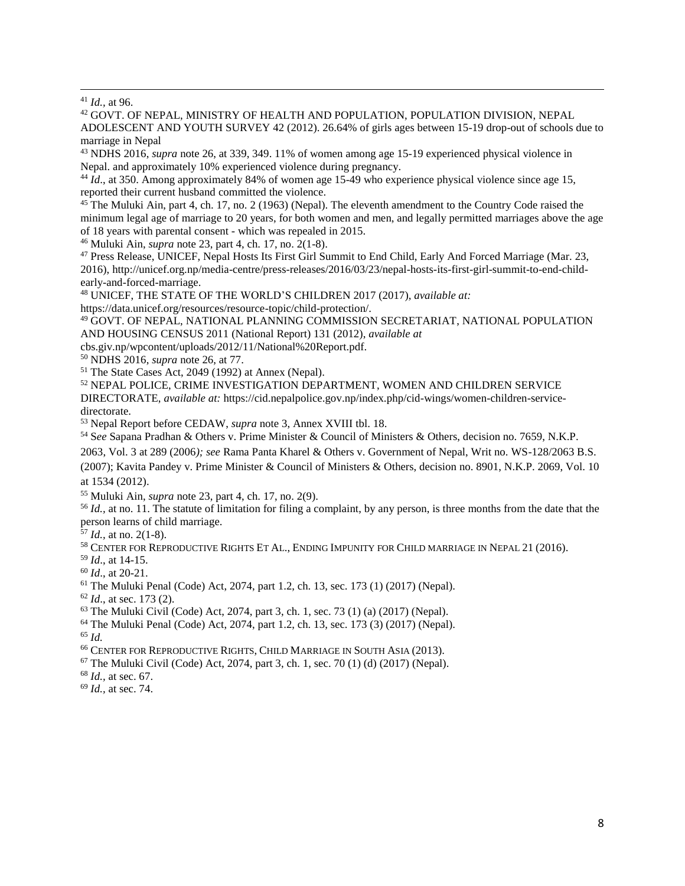[41] *Id.*, at 96.

[42] GOVT. OF NEPAL, MINISTRY OF HEALTH AND POPULATION, POPULATION DIVISION, NEPAL ADOLESCENT AND YOUTH SURVEY 42 (2012). 26.64% of girls ages between 15-19 drop-out of schools due to marriage in Nepal

[43] NDHS 2016, *supra* note 26, at 339, 349. 11% of women among age 15-19 experienced physical violence in Nepal. and approximately 10% experienced violence during pregnancy.

[44] *Id*., at 350. Among approximately 84% of women age 15-49 who experience physical violence since age 15, reported their current husband committed the violence.

[45] The Muluki Ain, part 4, ch. 17, no. 2 (1963) (Nepal). The eleventh amendment to the Country Code raised the minimum legal age of marriage to 20 years, for both women and men, and legally permitted marriages above the age of 18 years with parental consent - which was repealed in 2015.

[46] Muluki Ain, *supra* note 23, part 4, ch. 17, no. 2(1-8).

[47] Press Release, UNICEF, Nepal Hosts Its First Girl Summit to End Child, Early And Forced Marriage (Mar. 23, 2016), http://unicef.org.np/media-centre/press-releases/2016/03/23/nepal-hosts-its-first-girl-summit-to-end-child-early-and-forced-marriage.

[48] UNICEF, THE STATE OF THE WORLD'S CHILDREN 2017 (2017), *available at:* https://data.unicef.org/resources/resource-topic/child-protection/.

[49] GOVT. OF NEPAL, NATIONAL PLANNING COMMISSION SECRETARIAT, NATIONAL POPULATION AND HOUSING CENSUS 2011 (National Report) 131 (2012), *available at* cbs.giv.np/wpcontent/uploads/2012/11/National%20Report.pdf.

[50] NDHS 2016, *supra* note 26, at 77.

[51] The State Cases Act, 2049 (1992) at Annex (Nepal).

[52] NEPAL POLICE, CRIME INVESTIGATION DEPARTMENT, WOMEN AND CHILDREN SERVICE DIRECTORATE, *available at:* https://cid.nepalpolice.gov.np/index.php/cid-wings/women-children-service-directorate.

[53] Nepal Report before CEDAW, *supra* note 3, Annex XVIII tbl. 18.

[54] S*ee* Sapana Pradhan & Others v. Prime Minister & Council of Ministers & Others, decision no. 7659, N.K.P. 2063, Vol. 3 at 289 (2006*); see* Rama Panta Kharel & Others v. Government of Nepal, Writ no. WS-128/2063 B.S. (2007); Kavita Pandey v. Prime Minister & Council of Ministers & Others, decision no. 8901, N.K.P. 2069, Vol. 10 at 1534 (2012).

[55] Muluki Ain, *supra* note 23, part 4, ch. 17, no. 2(9).

[56] *Id.*, at no. 11. The statute of limitation for filing a complaint, by any person, is three months from the date that the person learns of child marriage.

[57] *Id.*, at no. 2(1-8).

[58] CENTER FOR REPRODUCTIVE RIGHTS ET AL., ENDING IMPUNITY FOR CHILD MARRIAGE IN NEPAL 21 (2016).

[59] *Id*., at 14-15.

[60] *Id*., at 20-21.

[61] The Muluki Penal (Code) Act, 2074, part 1.2, ch. 13, sec. 173 (1) (2017) (Nepal).

[62] *Id*., at sec. 173 (2).

[63] The Muluki Civil (Code) Act, 2074, part 3, ch. 1, sec. 73 (1) (a) (2017) (Nepal).

[64] The Muluki Penal (Code) Act, 2074, part 1.2, ch. 13, sec. 173 (3) (2017) (Nepal).

[65] *Id.*

[66] CENTER FOR REPRODUCTIVE RIGHTS, CHILD MARRIAGE IN SOUTH ASIA (2013).

[67] The Muluki Civil (Code) Act, 2074, part 3, ch. 1, sec. 70 (1) (d) (2017) (Nepal).

[68] *Id.*, at sec. 67.

[69] *Id.*, at sec. 74.